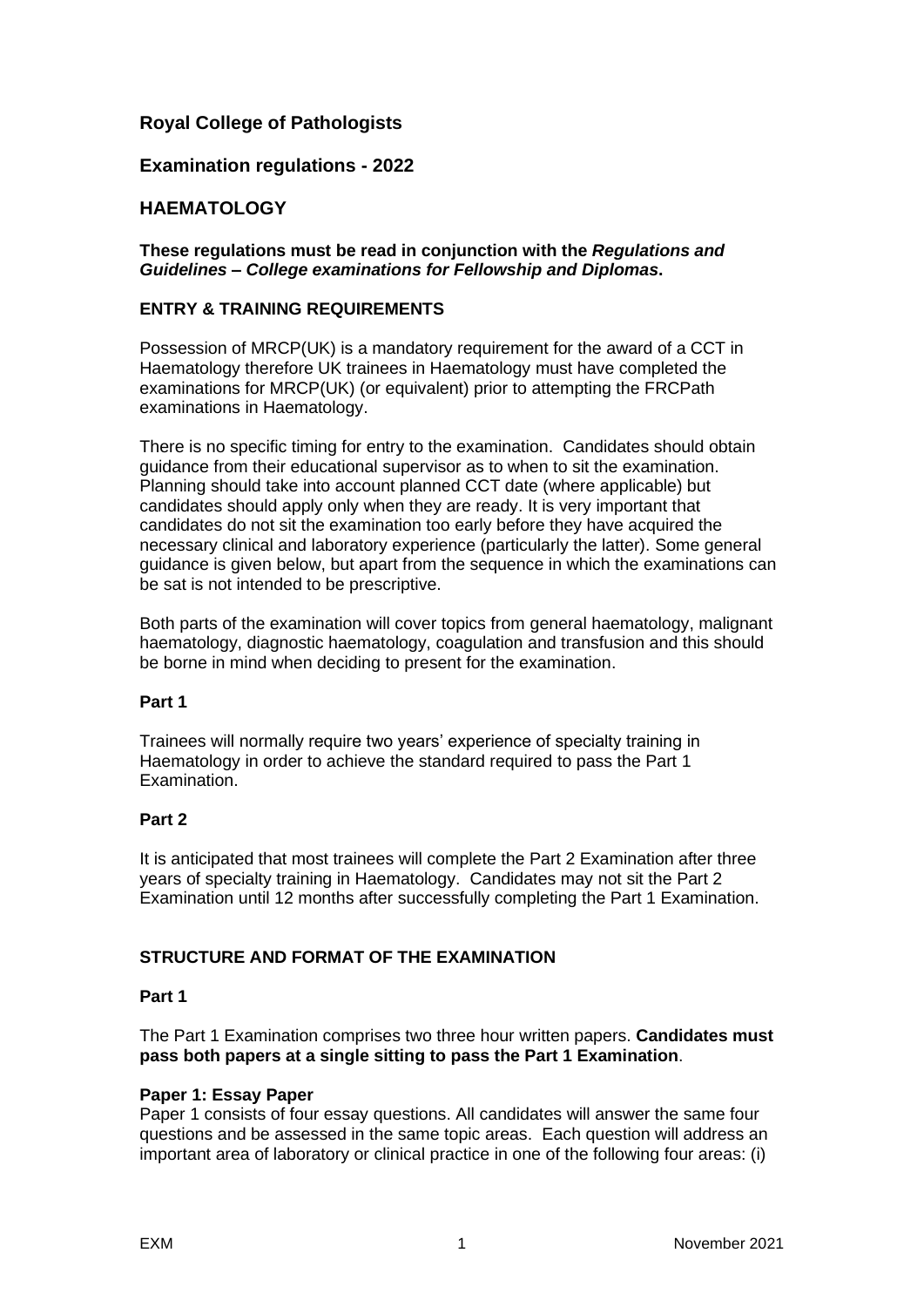## Royal College of Pathologists

## Examination regulations - 2022

## HAEMATOLOGY

**These regulations must be read in conjunction with the *Regulations and Guidelines – College examinations for Fellowship and Diplomas*.**

### ENTRY & TRAINING REQUIREMENTS

Possession of MRCP(UK) is a mandatory requirement for the award of a CCT in Haematology therefore UK trainees in Haematology must have completed the examinations for MRCP(UK) (or equivalent) prior to attempting the FRCPath examinations in Haematology.

There is no specific timing for entry to the examination. Candidates should obtain guidance from their educational supervisor as to when to sit the examination. Planning should take into account planned CCT date (where applicable) but candidates should apply only when they are ready. It is very important that candidates do not sit the examination too early before they have acquired the necessary clinical and laboratory experience (particularly the latter). Some general guidance is given below, but apart from the sequence in which the examinations can be sat is not intended to be prescriptive.

Both parts of the examination will cover topics from general haematology, malignant haematology, diagnostic haematology, coagulation and transfusion and this should be borne in mind when deciding to present for the examination.

#### Part 1

Trainees will normally require two years' experience of specialty training in Haematology in order to achieve the standard required to pass the Part 1 Examination.

#### Part 2

It is anticipated that most trainees will complete the Part 2 Examination after three years of specialty training in Haematology. Candidates may not sit the Part 2 Examination until 12 months after successfully completing the Part 1 Examination.

### STRUCTURE AND FORMAT OF THE EXAMINATION

#### Part 1

The Part 1 Examination comprises two three hour written papers. **Candidates must pass both papers at a single sitting to pass the Part 1 Examination**.

**Paper 1: Essay Paper**
Paper 1 consists of four essay questions. All candidates will answer the same four questions and be assessed in the same topic areas. Each question will address an important area of laboratory or clinical practice in one of the following four areas: (i)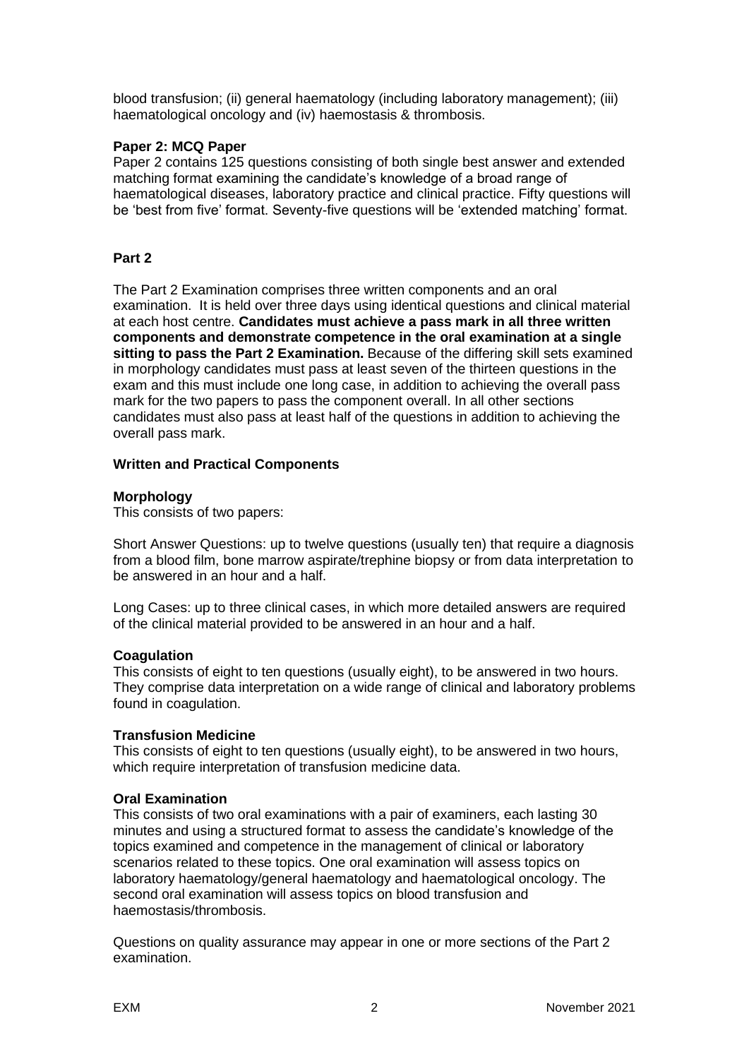blood transfusion; (ii) general haematology (including laboratory management); (iii) haematological oncology and (iv) haemostasis & thrombosis.

**Paper 2: MCQ Paper**

Paper 2 contains 125 questions consisting of both single best answer and extended matching format examining the candidate's knowledge of a broad range of haematological diseases, laboratory practice and clinical practice. Fifty questions will be 'best from five' format. Seventy-five questions will be 'extended matching' format.

**Part 2**

The Part 2 Examination comprises three written components and an oral examination. It is held over three days using identical questions and clinical material at each host centre. **Candidates must achieve a pass mark in all three written components and demonstrate competence in the oral examination at a single sitting to pass the Part 2 Examination.** Because of the differing skill sets examined in morphology candidates must pass at least seven of the thirteen questions in the exam and this must include one long case, in addition to achieving the overall pass mark for the two papers to pass the component overall. In all other sections candidates must also pass at least half of the questions in addition to achieving the overall pass mark.

**Written and Practical Components**

**Morphology**

This consists of two papers:

Short Answer Questions: up to twelve questions (usually ten) that require a diagnosis from a blood film, bone marrow aspirate/trephine biopsy or from data interpretation to be answered in an hour and a half.

Long Cases: up to three clinical cases, in which more detailed answers are required of the clinical material provided to be answered in an hour and a half.

**Coagulation**

This consists of eight to ten questions (usually eight), to be answered in two hours. They comprise data interpretation on a wide range of clinical and laboratory problems found in coagulation.

**Transfusion Medicine**

This consists of eight to ten questions (usually eight), to be answered in two hours, which require interpretation of transfusion medicine data.

**Oral Examination**

This consists of two oral examinations with a pair of examiners, each lasting 30 minutes and using a structured format to assess the candidate's knowledge of the topics examined and competence in the management of clinical or laboratory scenarios related to these topics. One oral examination will assess topics on laboratory haematology/general haematology and haematological oncology. The second oral examination will assess topics on blood transfusion and haemostasis/thrombosis.

Questions on quality assurance may appear in one or more sections of the Part 2 examination.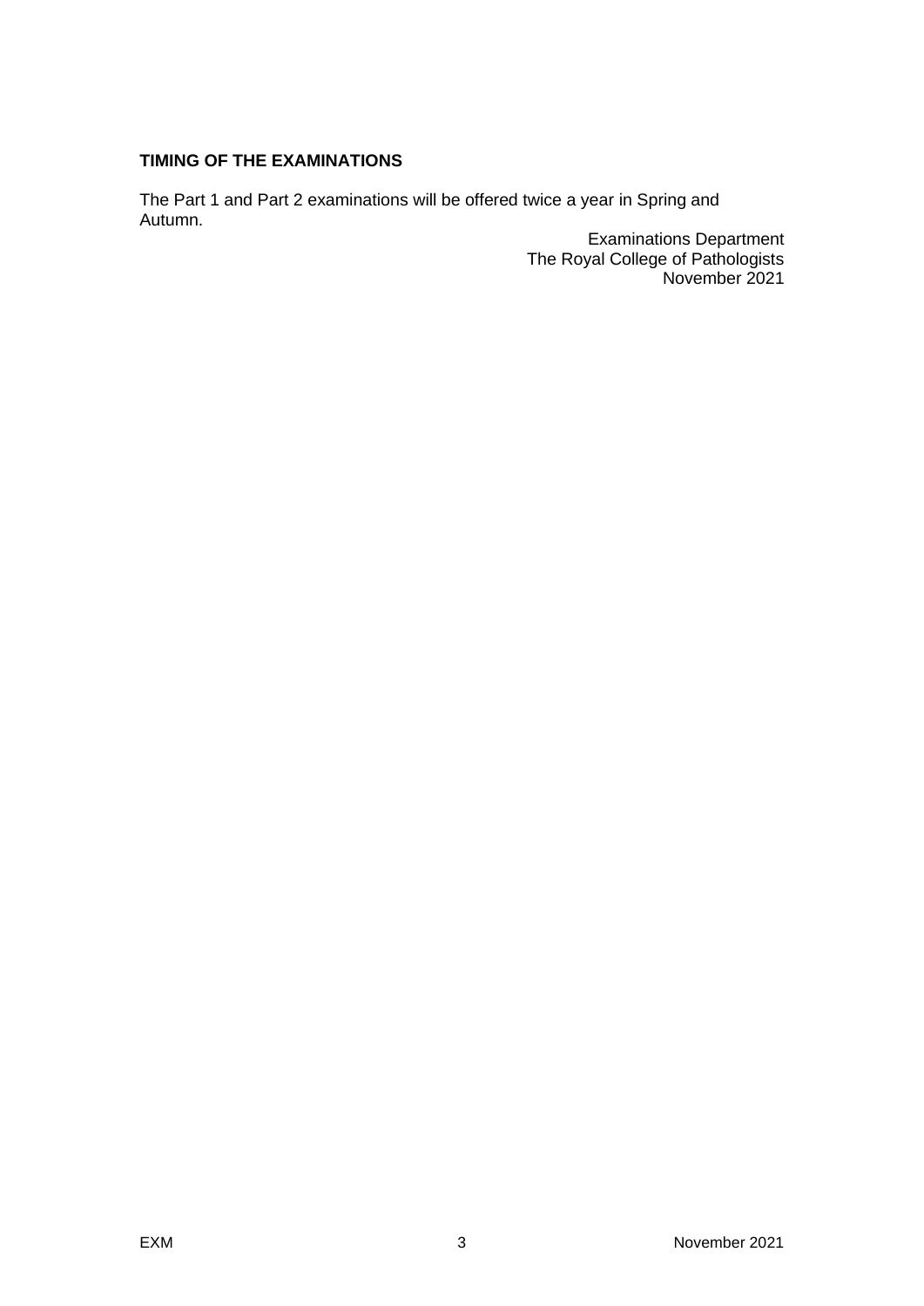**TIMING OF THE EXAMINATIONS**

The Part 1 and Part 2 examinations will be offered twice a year in Spring and Autumn.

Examinations Department
The Royal College of Pathologists
November 2021